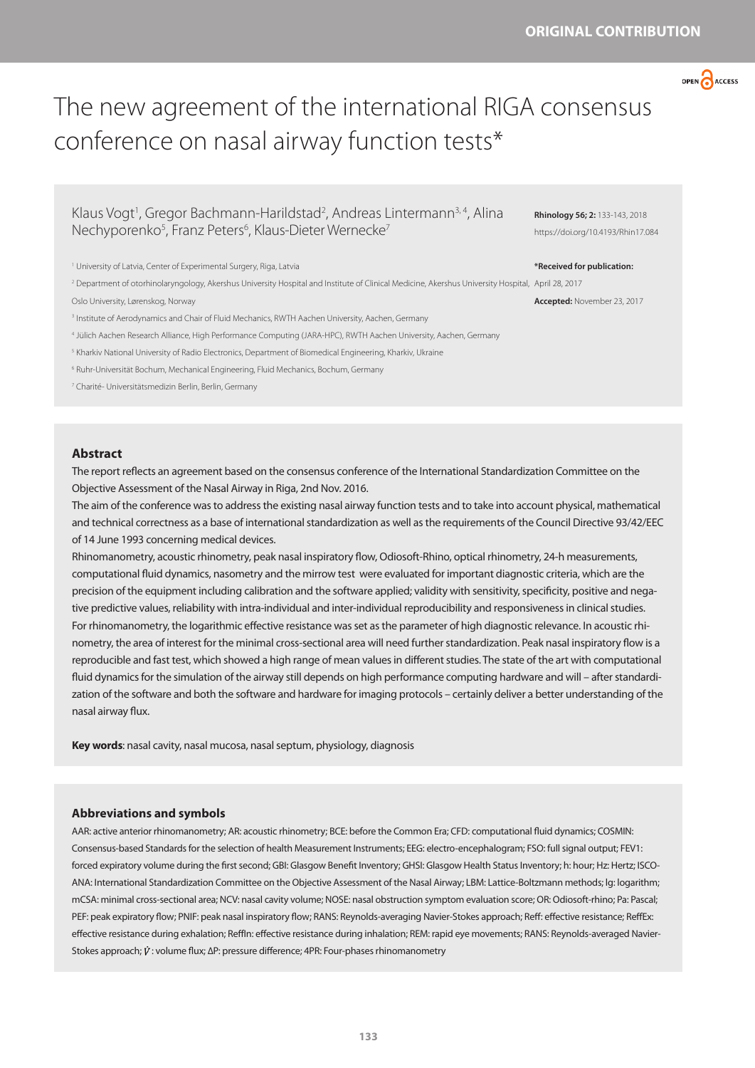ORIGINAL CONTRIBUTION

# The new agreement of the international RIGA consensus conference on nasal airway function tests*

Klaus Vogt[1], Gregor Bachmann-Harildstad[2], Andreas Lintermann[3,4], Alina Nechyporenko[5], Franz Peters[6], Klaus-Dieter Wernecke[7]

**Rhinology 56; 2:** 133-143, 2018
https://doi.org/10.4193/Rhin17.084

[1] University of Latvia, Center of Experimental Surgery, Riga, Latvia

[2] Department of otorhinolaryngology, Akershus University Hospital and Institute of Clinical Medicine, Akershus University Hospital, Oslo University, Lørenskog, Norway

[3] Institute of Aerodynamics and Chair of Fluid Mechanics, RWTH Aachen University, Aachen, Germany

[4] Jülich Aachen Research Alliance, High Performance Computing (JARA-HPC), RWTH Aachen University, Aachen, Germany

[5] Kharkiv National University of Radio Electronics, Department of Biomedical Engineering, Kharkiv, Ukraine

[6] Ruhr-Universität Bochum, Mechanical Engineering, Fluid Mechanics, Bochum, Germany

[7] Charité- Universitätsmedizin Berlin, Berlin, Germany

***Received for publication:** April 28, 2017

**Accepted:** November 23, 2017

## Abstract

The report reflects an agreement based on the consensus conference of the International Standardization Committee on the Objective Assessment of the Nasal Airway in Riga, 2nd Nov. 2016.

The aim of the conference was to address the existing nasal airway function tests and to take into account physical, mathematical and technical correctness as a base of international standardization as well as the requirements of the Council Directive 93/42/EEC of 14 June 1993 concerning medical devices.

Rhinomanometry, acoustic rhinometry, peak nasal inspiratory flow, Odiosoft-Rhino, optical rhinometry, 24-h measurements, computational fluid dynamics, nasometry and the mirrow test were evaluated for important diagnostic criteria, which are the precision of the equipment including calibration and the software applied; validity with sensitivity, specificity, positive and negative predictive values, reliability with intra-individual and inter-individual reproducibility and responsiveness in clinical studies.

For rhinomanometry, the logarithmic effective resistance was set as the parameter of high diagnostic relevance. In acoustic rhinometry, the area of interest for the minimal cross-sectional area will need further standardization. Peak nasal inspiratory flow is a reproducible and fast test, which showed a high range of mean values in different studies. The state of the art with computational fluid dynamics for the simulation of the airway still depends on high performance computing hardware and will – after standardization of the software and both the software and hardware for imaging protocols – certainly deliver a better understanding of the nasal airway flux.

**Key words**: nasal cavity, nasal mucosa, nasal septum, physiology, diagnosis

## Abbreviations and symbols

AAR: active anterior rhinomanometry; AR: acoustic rhinometry; BCE: before the Common Era; CFD: computational fluid dynamics; COSMIN: Consensus-based Standards for the selection of health Measurement Instruments; EEG: electro-encephalogram; FSO: full signal output; FEV1: forced expiratory volume during the first second; GBI: Glasgow Benefit Inventory; GHSI: Glasgow Health Status Inventory; h: hour; Hz: Hertz; ISCO-ANA: International Standardization Committee on the Objective Assessment of the Nasal Airway; LBM: Lattice-Boltzmann methods; lg: logarithm; mCSA: minimal cross-sectional area; NCV: nasal cavity volume; NOSE: nasal obstruction symptom evaluation score; OR: Odiosoft-rhino; Pa: Pascal; PEF: peak expiratory flow; PNIF: peak nasal inspiratory flow; RANS: Reynolds-averaging Navier-Stokes approach; Reff: effective resistance; ReffEx: effective resistance during exhalation; ReffIn: effective resistance during inhalation; REM: rapid eye movements; RANS: Reynolds-averaged Navier-Stokes approach; $\dot{V}$: volume flux; ΔP: pressure difference; 4PR: Four-phases rhinomanometry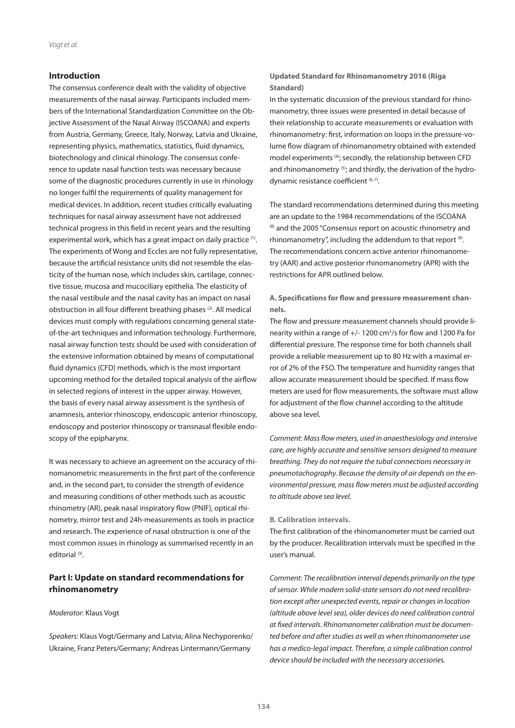## Introduction

The consensus conference dealt with the validity of objective measurements of the nasal airway. Participants included members of the International Standardization Committee on the Objective Assessment of the Nasal Airway (ISCOANA) and experts from Austria, Germany, Greece, Italy, Norway, Latvia and Ukraine, representing physics, mathematics, statistics, fluid dynamics, biotechnology and clinical rhinology. The consensus conference to update nasal function tests was necessary because some of the diagnostic procedures currently in use in rhinology no longer fulfil the requirements of quality management for medical devices. In addition, recent studies critically evaluating techniques for nasal airway assessment have not addressed technical progress in this field in recent years and the resulting experimental work, which has a great impact on daily practice [1]. The experiments of Wong and Eccles are not fully representative, because the artificial resistance units did not resemble the elasticity of the human nose, which includes skin, cartilage, connective tissue, mucosa and mucociliary epithelia. The elasticity of the nasal vestibule and the nasal cavity has an impact on nasal obstruction in all four different breathing phases [2]. All medical devices must comply with regulations concerning general state-of-the-art techniques and information technology. Furthermore, nasal airway function tests should be used with consideration of the extensive information obtained by means of computational fluid dynamics (CFD) methods, which is the most important upcoming method for the detailed topical analysis of the airflow in selected regions of interest in the upper airway. However, the basis of every nasal airway assessment is the synthesis of anamnesis, anterior rhinoscopy, endoscopic anterior rhinoscopy, endoscopy and posterior rhinoscopy or transnasal flexible endoscopy of the epipharynx.

It was necessary to achieve an agreement on the accuracy of rhinomanometric measurements in the first part of the conference and, in the second part, to consider the strength of evidence and measuring conditions of other methods such as acoustic rhinometry (AR), peak nasal inspiratory flow (PNIF), optical rhinometry, mirror test and 24h-measurements as tools in practice and research. The experience of nasal obstruction is one of the most common issues in rhinology as summarised recently in an editorial [3].

## Part I: Update on standard recommendations for rhinomanometry

*Moderator*: Klaus Vogt

*Speakers*: Klaus Vogt/Germany and Latvia; Alina Nechyporenko/Ukraine, Franz Peters/Germany; Andreas Lintermann/Germany

### Updated Standard for Rhinomanometry 2016 (Riga Standard)

In the systematic discussion of the previous standard for rhinomanometry, three issues were presented in detail because of their relationship to accurate measurements or evaluation with rhinomanometry: first, information on loops in the pressure-volume flow diagram of rhinomanometry obtained with extended model experiments [4]; secondly, the relationship between CFD and rhinomanometry [5]; and thirdly, the derivation of the hydrodynamic resistance coefficient [6, 7].

The standard recommendations determined during this meeting are an update to the 1984 recommendations of the ISCOANA [8] and the 2005 "Consensus report on acoustic rhinometry and rhinomanometry", including the addendum to that report [9]. The recommendations concern active anterior rhinomanometry (AAR) and active posterior rhinomanometry (APR) with the restrictions for APR outlined below.

#### A. Specifications for flow and pressure measurement channels.

The flow and pressure measurement channels should provide linearity within a range of +/- 1200 $cm^3$/s for flow and 1200 Pa for differential pressure. The response time for both channels shall provide a reliable measurement up to 80 Hz with a maximal error of 2% of the FSO. The temperature and humidity ranges that allow accurate measurement should be specified. If mass flow meters are used for flow measurements, the software must allow for adjustment of the flow channel according to the altitude above sea level.

*Comment: Mass flow meters, used in anaesthesiology and intensive care, are highly accurate and sensitive sensors designed to measure breathing. They do not require the tubal connections necessary in pneumotachography. Because the density of air depends on the environmental pressure, mass flow meters must be adjusted according to altitude above sea level.*

#### B. Calibration intervals.

The first calibration of the rhinomanometer must be carried out by the producer. Recalibration intervals must be specified in the user's manual.

*Comment: The recalibration interval depends primarily on the type of sensor. While modern solid-state sensors do not need recalibration except after unexpected events, repair or changes in location (altitude above level sea), older devices do need calibration control at fixed intervals. Rhinomanometer calibration must be documented before and after studies as well as when rhinomanometer use has a medico-legal impact. Therefore, a simple calibration control device should be included with the necessary accessories.*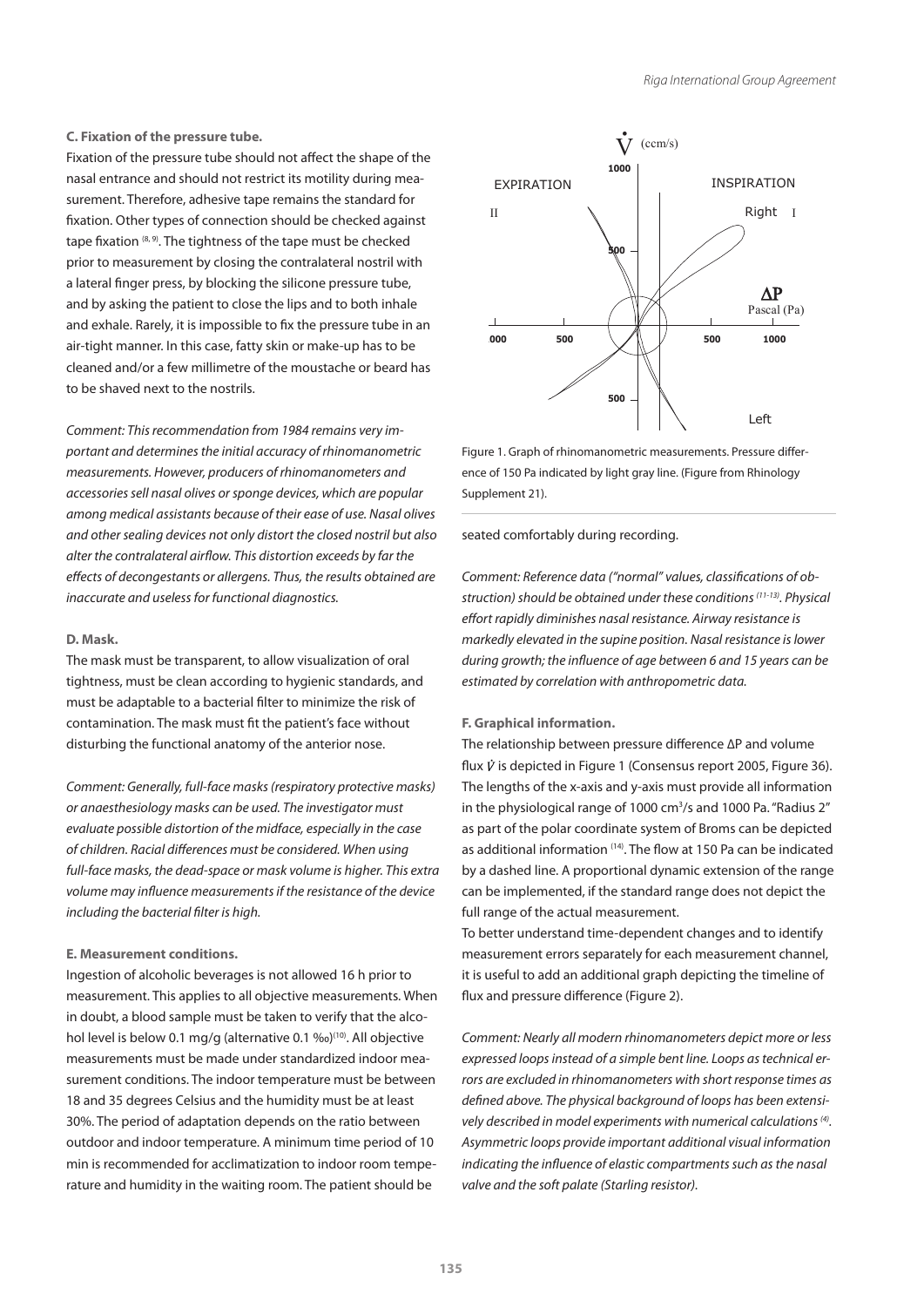**C. Fixation of the pressure tube.**

Fixation of the pressure tube should not affect the shape of the nasal entrance and should not restrict its motility during measurement. Therefore, adhesive tape remains the standard for fixation. Other types of connection should be checked against tape fixation [8, 9]. The tightness of the tape must be checked prior to measurement by closing the contralateral nostril with a lateral finger press, by blocking the silicone pressure tube, and by asking the patient to close the lips and to both inhale and exhale. Rarely, it is impossible to fix the pressure tube in an air-tight manner. In this case, fatty skin or make-up has to be cleaned and/or a few millimetre of the moustache or beard has to be shaved next to the nostrils.

*Comment: This recommendation from 1984 remains very important and determines the initial accuracy of rhinomanometric measurements. However, producers of rhinomanometers and accessories sell nasal olives or sponge devices, which are popular among medical assistants because of their ease of use. Nasal olives and other sealing devices not only distort the closed nostril but also alter the contralateral airflow. This distortion exceeds by far the effects of decongestants or allergens. Thus, the results obtained are inaccurate and useless for functional diagnostics.*

**D. Mask.**

The mask must be transparent, to allow visualization of oral tightness, must be clean according to hygienic standards, and must be adaptable to a bacterial filter to minimize the risk of contamination. The mask must fit the patient's face without disturbing the functional anatomy of the anterior nose.

*Comment: Generally, full-face masks (respiratory protective masks) or anaesthesiology masks can be used. The investigator must evaluate possible distortion of the midface, especially in the case of children. Racial differences must be considered. When using full-face masks, the dead-space or mask volume is higher. This extra volume may influence measurements if the resistance of the device including the bacterial filter is high.*

**E. Measurement conditions.**

Ingestion of alcoholic beverages is not allowed 16 h prior to measurement. This applies to all objective measurements. When in doubt, a blood sample must be taken to verify that the alcohol level is below 0.1 mg/g (alternative 0.1 ‰)[10]. All objective measurements must be made under standardized indoor measurement conditions. The indoor temperature must be between 18 and 35 degrees Celsius and the humidity must be at least 30%. The period of adaptation depends on the ratio between outdoor and indoor temperature. A minimum time period of 10 min is recommended for acclimatization to indoor room temperature and humidity in the waiting room. The patient should be seated comfortably during recording.

Figure 1. Graph of rhinomanometric measurements. Pressure difference of 150 Pa indicated by light gray line. (Figure from Rhinology Supplement 21).

*Comment: Reference data ("normal" values, classifications of obstruction) should be obtained under these conditions [11-13]. Physical effort rapidly diminishes nasal resistance. Airway resistance is markedly elevated in the supine position. Nasal resistance is lower during growth; the influence of age between 6 and 15 years can be estimated by correlation with anthropometric data.*

**F. Graphical information.**

The relationship between pressure difference ΔP and volume flux $\dot{V}$ is depicted in Figure 1 (Consensus report 2005, Figure 36). The lengths of the x-axis and y-axis must provide all information in the physiological range of 1000 cm$^3$/s and 1000 Pa. "Radius 2" as part of the polar coordinate system of Broms can be depicted as additional information [14]. The flow at 150 Pa can be indicated by a dashed line. A proportional dynamic extension of the range can be implemented, if the standard range does not depict the full range of the actual measurement.

To better understand time-dependent changes and to identify measurement errors separately for each measurement channel, it is useful to add an additional graph depicting the timeline of flux and pressure difference (Figure 2).

*Comment: Nearly all modern rhinomanometers depict more or less expressed loops instead of a simple bent line. Loops as technical errors are excluded in rhinomanometers with short response times as defined above. The physical background of loops has been extensively described in model experiments with numerical calculations [4]. Asymmetric loops provide important additional visual information indicating the influence of elastic compartments such as the nasal valve and the soft palate (Starling resistor).*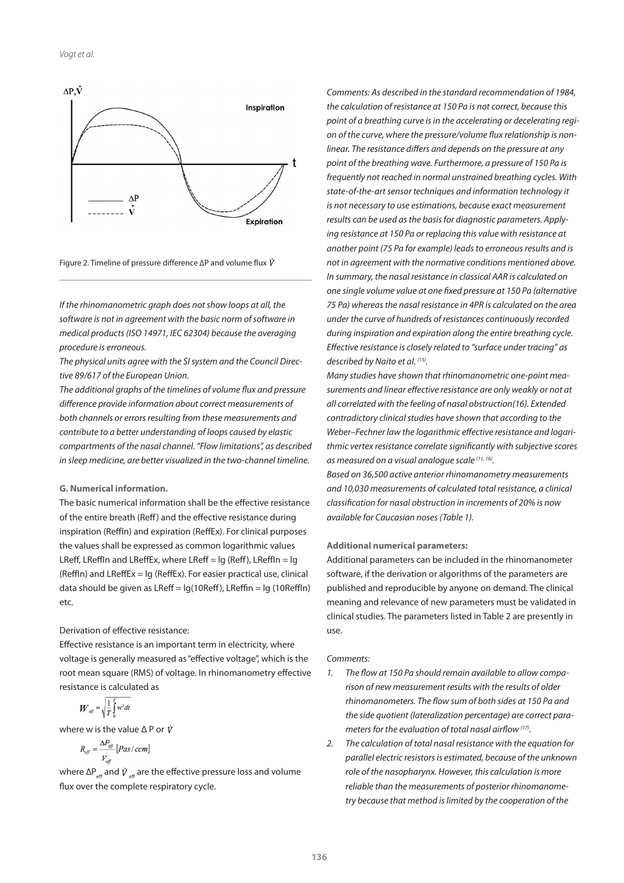Figure 2. Timeline of pressure difference ΔP and volume flux $\dot{V}$

*If the rhinomanometric graph does not show loops at all, the software is not in agreement with the basic norm of software in medical products (ISO 14971, IEC 62304) because the averaging procedure is erroneous.*

*The physical units agree with the SI system and the Council Directive 89/617 of the European Union.*

*The additional graphs of the timelines of volume flux and pressure difference provide information about correct measurements of both channels or errors resulting from these measurements and contribute to a better understanding of loops caused by elastic compartments of the nasal channel. "Flow limitations", as described in sleep medicine, are better visualized in the two-channel timeline.*

**G. Numerical information.**

The basic numerical information shall be the effective resistance of the entire breath (Reff) and the effective resistance during inspiration (ReffIn) and expiration (ReffEx). For clinical purposes the values shall be expressed as common logarithmic values LReff, LReffIn and LReffEx, where LReff = lg (Reff), LReffIn = lg (ReffIn) and LReffEx = lg (ReffEx). For easier practical use, clinical data should be given as LReff = lg(10Reff), LReffin = lg (10ReffIn) etc.

Derivation of effective resistance:

Effective resistance is an important term in electricity, where voltage is generally measured as "effective voltage", which is the root mean square (RMS) of voltage. In rhinomanometry effective resistance is calculated as

$$W_{eff} = \sqrt{\frac{1}{T}\int_0^T w^2 dt}$$

where w is the value Δ P or $\dot{V}$

$$R_{eff} = \frac{\Delta P_{eff}}{\dot{V}_{eff}} \left[Pas/ccm\right]$$

where $\Delta P_{eff}$ and $\dot{V}_{eff}$ are the effective pressure loss and volume flux over the complete respiratory cycle.

*Comments: As described in the standard recommendation of 1984, the calculation of resistance at 150 Pa is not correct, because this point of a breathing curve is in the accelerating or decelerating region of the curve, where the pressure/volume flux relationship is nonlinear. The resistance differs and depends on the pressure at any point of the breathing wave. Furthermore, a pressure of 150 Pa is frequently not reached in normal unstrained breathing cycles. With state-of-the-art sensor techniques and information technology it is not necessary to use estimations, because exact measurement results can be used as the basis for diagnostic parameters. Applying resistance at 150 Pa or replacing this value with resistance at another point (75 Pa for example) leads to erroneous results and is not in agreement with the normative conditions mentioned above. In summary, the nasal resistance in classical AAR is calculated on one single volume value at one fixed pressure at 150 Pa (alternative 75 Pa) whereas the nasal resistance in 4PR is calculated on the area under the curve of hundreds of resistances continuously recorded during inspiration and expiration along the entire breathing cycle. Effective resistance is closely related to "surface under tracing" as described by Naito et al. [15].*

*Many studies have shown that rhinomanometric one-point measurements and linear effective resistance are only weakly or not at all correlated with the feeling of nasal obstruction(16). Extended contradictory clinical studies have shown that according to the Weber–Fechner law the logarithmic effective resistance and logarithmic vertex resistance correlate significantly with subjective scores as measured on a visual analogue scale [11, 16].*

*Based on 36,500 active anterior rhinomanometry measurements and 10,030 measurements of calculated total resistance, a clinical classification for nasal obstruction in increments of 20% is now available for Caucasian noses (Table 1).*

**Additional numerical parameters:**

Additional parameters can be included in the rhinomanometer software, if the derivation or algorithms of the parameters are published and reproducible by anyone on demand. The clinical meaning and relevance of new parameters must be validated in clinical studies. The parameters listed in Table 2 are presently in use.

*Comments:*

1. *The flow at 150 Pa should remain available to allow comparison of new measurement results with the results of older rhinomanometers. The flow sum of both sides at 150 Pa and the side quotient (lateralization percentage) are correct parameters for the evaluation of total nasal airflow [17].*
2. *The calculation of total nasal resistance with the equation for parallel electric resistors is estimated, because of the unknown role of the nasopharynx. However, this calculation is more reliable than the measurements of posterior rhinomanometry because that method is limited by the cooperation of the*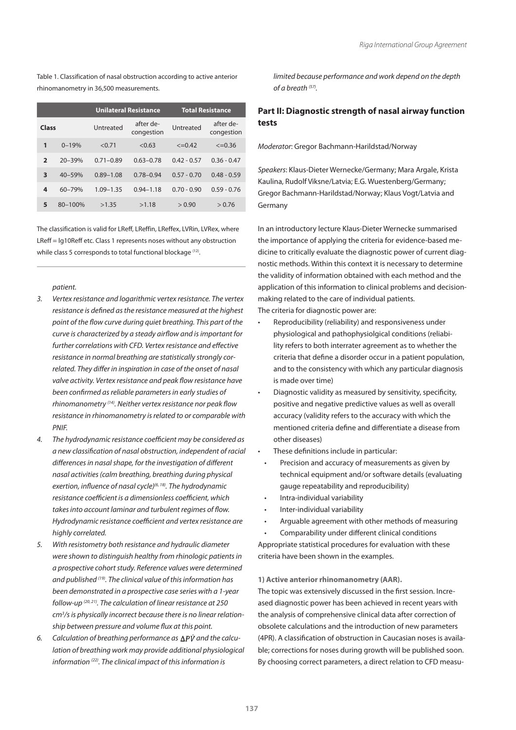Table 1. Classification of nasal obstruction according to active anterior rhinomanometry in 36,500 measurements.

| Class | | Unilateral Resistance | | Total Resistance | |
|---|---|---|---|---|---|
| | | Untreated | after de-congestion | Untreated | after de-congestion |
| 1 | 0–19% | <0.71 | <0.63 | <=0.42 | <=0.36 |
| 2 | 20–39% | 0.71–0.89 | 0.63–0.78 | 0.42 - 0.57 | 0.36 - 0.47 |
| 3 | 40–59% | 0.89–1.08 | 0.78–0.94 | 0.57 - 0.70 | 0.48 - 0.59 |
| 4 | 60–79% | 1.09–1.35 | 0.94–1.18 | 0.70 - 0.90 | 0.59 - 0.76 |
| 5 | 80–100% | >1.35 | >1.18 | > 0.90 | > 0.76 |

The classification is valid for LReff, LReffin, LReffex, LVRin, LVRex, where LReff = lg10Reff etc. Class 1 represents noses without any obstruction while class 5 corresponds to total functional blockage [12].

*patient.*

3. *Vertex resistance and logarithmic vertex resistance. The vertex resistance is defined as the resistance measured at the highest point of the flow curve during quiet breathing. This part of the curve is characterized by a steady airflow and is important for further correlations with CFD. Vertex resistance and effective resistance in normal breathing are statistically strongly correlated. They differ in inspiration in case of the onset of nasal valve activity. Vertex resistance and peak flow resistance have been confirmed as reliable parameters in early studies of rhinomanometry [14]. Neither vertex resistance nor peak flow resistance in rhinomanometry is related to or comparable with PNIF.*
4. *The hydrodynamic resistance coefficient may be considered as a new classification of nasal obstruction, independent of racial differences in nasal shape, for the investigation of different nasal activities (calm breathing, breathing during physical exertion, influence of nasal cycle)[6, 18]. The hydrodynamic resistance coefficient is a dimensionless coefficient, which takes into account laminar and turbulent regimes of flow. Hydrodynamic resistance coefficient and vertex resistance are highly correlated.*
5. *With resistometry both resistance and hydraulic diameter were shown to distinguish healthy from rhinologic patients in a prospective cohort study. Reference values were determined and published [19]. The clinical value of this information has been demonstrated in a prospective case series with a 1-year follow-up [20, 21]. The calculation of linear resistance at 250 $cm^3/s$ is physically incorrect because there is no linear relationship between pressure and volume flux at this point.*
6. *Calculation of breathing performance as $\Delta P\dot{V}$ and the calculation of breathing work may provide additional physiological information [22]. The clinical impact of this information is limited because performance and work depend on the depth of a breath [57].*

## Part II: Diagnostic strength of nasal airway function tests

*Moderator*: Gregor Bachmann-Harildstad/Norway

*Speakers*: Klaus-Dieter Wernecke/Germany; Mara Argale, Krista Kaulina, Rudolf Viksne/Latvia; E.G. Wuestenberg/Germany; Gregor Bachmann-Harildstad/Norway; Klaus Vogt/Latvia and Germany

In an introductory lecture Klaus-Dieter Wernecke summarised the importance of applying the criteria for evidence-based medicine to critically evaluate the diagnostic power of current diagnostic methods. Within this context it is necessary to determine the validity of information obtained with each method and the application of this information to clinical problems and decision-making related to the care of individual patients.
The criteria for diagnostic power are:

- Reproducibility (reliability) and responsiveness under physiological and pathophysiolgical conditions (reliability refers to both interrater agreement as to whether the criteria that define a disorder occur in a patient population, and to the consistency with which any particular diagnosis is made over time)
- Diagnostic validity as measured by sensitivity, specificity, positive and negative predictive values as well as overall accuracy (validity refers to the accuracy with which the mentioned criteria define and differentiate a disease from other diseases)
- These definitions include in particular:
  - Precision and accuracy of measurements as given by technical equipment and/or software details (evaluating gauge repeatability and reproducibility)
  - Intra-individual variability
  - Inter-individual variability
  - Arguable agreement with other methods of measuring
  - Comparability under different clinical conditions

Appropriate statistical procedures for evaluation with these criteria have been shown in the examples.

**1) Active anterior rhinomanometry (AAR).**

The topic was extensively discussed in the first session. Increased diagnostic power has been achieved in recent years with the analysis of comprehensive clinical data after correction of obsolete calculations and the introduction of new parameters (4PR). A classification of obstruction in Caucasian noses is available; corrections for noses during growth will be published soon. By choosing correct parameters, a direct relation to CFD measu-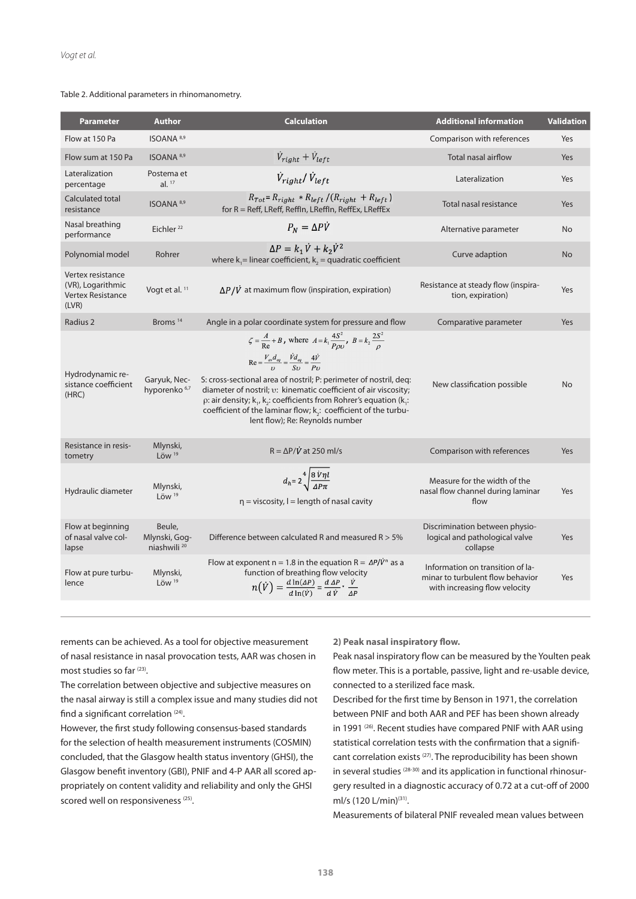Table 2. Additional parameters in rhinomanometry.

| Parameter | Author | Calculation | Additional information | Validation |
|---|---|---|---|---|
| Flow at 150 Pa | ISOANA [8,9] | | Comparison with references | Yes |
| Flow sum at 150 Pa | ISOANA [8,9] | $\dot{V}_{right} + \dot{V}_{left}$ | Total nasal airflow | Yes |
| Lateralization percentage | Postema et al. [17] | $\dot{V}_{right} / \dot{V}_{left}$ | Lateralization | Yes |
| Calculated total resistance | ISOANA [8,9] | $R_{Tot} = R_{right} * R_{left} / (R_{right} + R_{left})$ for R = Reff, LReff, ReffIn, LReffIn, ReffEx, LReffEx | Total nasal resistance | Yes |
| Nasal breathing performance | Eichler [22] | $P_N = \Delta P \dot{V}$ | Alternative parameter | No |
| Polynomial model | Rohrer | $\Delta P = k_1 \dot{V} + k_2 \dot{V}^2$ where $k_1$ = linear coefficient, $k_2$ = quadratic coefficient | Curve adaption | No |
| Vertex resistance (VR), Logarithmic Vertex Resistance (LVR) | Vogt et al. [11] | $\Delta P / \dot{V}$ at maximum flow (inspiration, expiration) | Resistance at steady flow (inspiration, expiration) | Yes |
| Radius 2 | Broms [14] | Angle in a polar coordinate system for pressure and flow | Comparative parameter | Yes |
| Hydrodynamic resistance coefficient (HRC) | Garyuk, Nechyporenko [6,7] | $\zeta = \frac{A}{Re} + B$, where $A = k_1 \frac{4S^2}{P\rho\upsilon}$, $B = k_2 \frac{2S^2}{\rho}$; $Re = \frac{V_{av} d_{eq}}{\upsilon} = \frac{\dot{V} d_{eq}}{S\upsilon} = \frac{4\dot{V}}{P\upsilon}$; S: cross-sectional area of nostril; P: perimeter of nostril, deq: diameter of nostril; $\upsilon$: kinematic coefficient of air viscosity; $\rho$: air density; $k_1$, $k_2$: coefficients from Rohrer's equation ($k_1$: coefficient of the laminar flow; $k_2$: coefficient of the turbulent flow); Re: Reynolds number | New classification possible | No |
| Resistance in resistometry | Mlynski, Löw [19] | $R = \Delta P / \dot{V}$ at 250 ml/s | Comparison with references | Yes |
| Hydraulic diameter | Mlynski, Löw [19] | $d_h = 2 \sqrt[4]{\frac{8 \dot{V} \eta l}{\Delta P \pi}}$; $\eta$ = viscosity, l = length of nasal cavity | Measure for the width of the nasal flow channel during laminar flow | Yes |
| Flow at beginning of nasal valve collapse | Beule, Mlynski, Gogniashwili [20] | Difference between calculated R and measured R > 5% | Discrimination between physiological and pathological valve collapse | Yes |
| Flow at pure turbulence | Mlynski, Löw [19] | Flow at exponent n = 1.8 in the equation $R = \Delta P / \dot{V}^n$ as a function of breathing flow velocity $n(\dot{V}) = \frac{d \ln(\Delta P)}{d \ln(\dot{V})} = \frac{d \Delta P}{d \dot{V}} \cdot \frac{\dot{V}}{\Delta P}$ | Information on transition of laminar to turbulent flow behavior with increasing flow velocity | Yes |

rements can be achieved. As a tool for objective measurement of nasal resistance in nasal provocation tests, AAR was chosen in most studies so far [23].

The correlation between objective and subjective measures on the nasal airway is still a complex issue and many studies did not find a significant correlation [24].

However, the first study following consensus-based standards for the selection of health measurement instruments (COSMIN) concluded, that the Glasgow health status inventory (GHSI), the Glasgow benefit inventory (GBI), PNIF and 4-P AAR all scored appropriately on content validity and reliability and only the GHSI scored well on responsiveness [25].

**2) Peak nasal inspiratory flow.**

Peak nasal inspiratory flow can be measured by the Youlten peak flow meter. This is a portable, passive, light and re-usable device, connected to a sterilized face mask.

Described for the first time by Benson in 1971, the correlation between PNIF and both AAR and PEF has been shown already in 1991 [26]. Recent studies have compared PNIF with AAR using statistical correlation tests with the confirmation that a significant correlation exists [27]. The reproducibility has been shown in several studies [28-30] and its application in functional rhinosurgery resulted in a diagnostic accuracy of 0.72 at a cut-off of 2000 ml/s (120 L/min)[31].

Measurements of bilateral PNIF revealed mean values between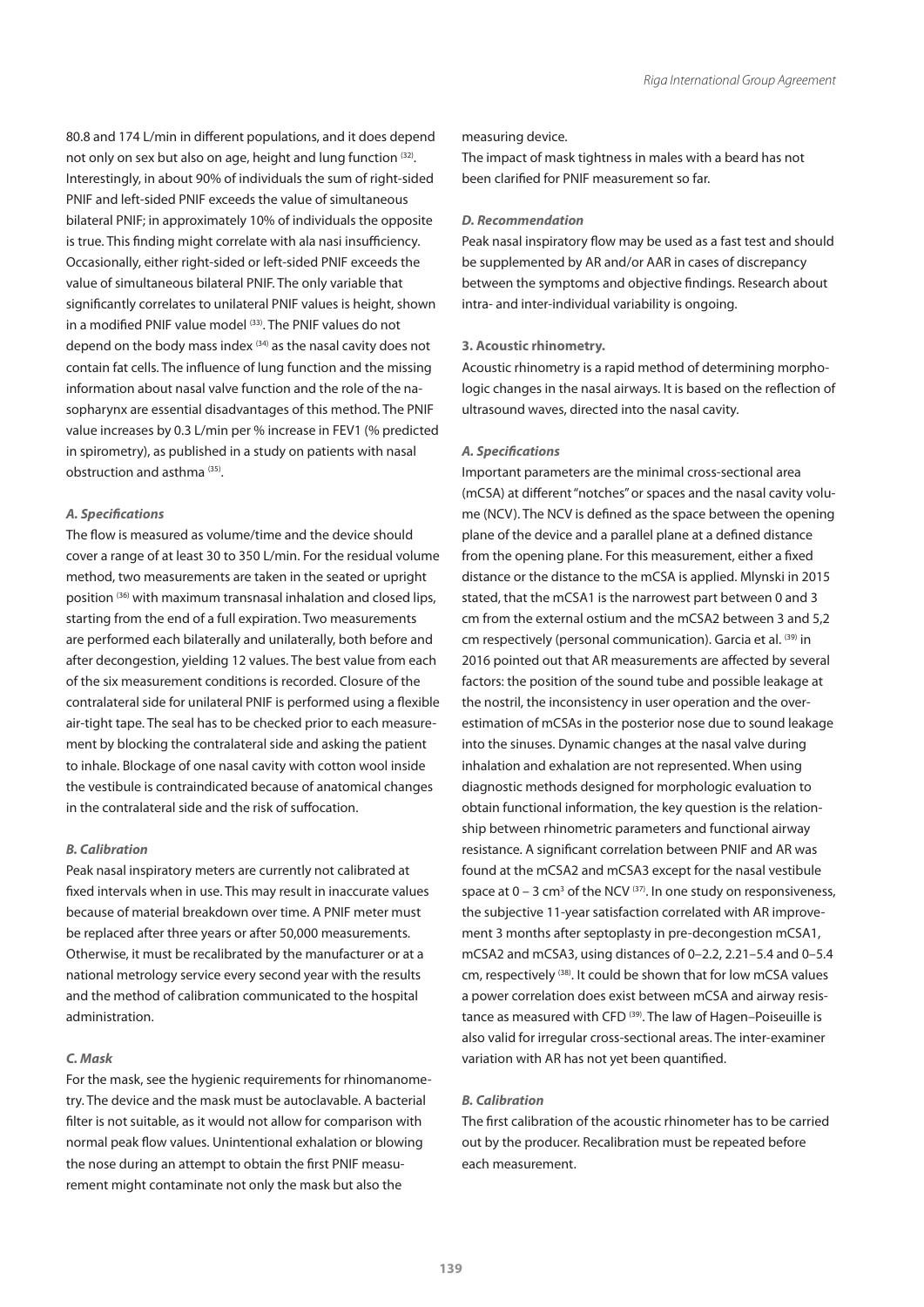80.8 and 174 L/min in different populations, and it does depend not only on sex but also on age, height and lung function [32]. Interestingly, in about 90% of individuals the sum of right-sided PNIF and left-sided PNIF exceeds the value of simultaneous bilateral PNIF; in approximately 10% of individuals the opposite is true. This finding might correlate with ala nasi insufficiency. Occasionally, either right-sided or left-sided PNIF exceeds the value of simultaneous bilateral PNIF. The only variable that significantly correlates to unilateral PNIF values is height, shown in a modified PNIF value model [33]. The PNIF values do not depend on the body mass index [34] as the nasal cavity does not contain fat cells. The influence of lung function and the missing information about nasal valve function and the role of the nasopharynx are essential disadvantages of this method. The PNIF value increases by 0.3 L/min per % increase in FEV1 (% predicted in spirometry), as published in a study on patients with nasal obstruction and asthma [35].

#### *A. Specifications*

The flow is measured as volume/time and the device should cover a range of at least 30 to 350 L/min. For the residual volume method, two measurements are taken in the seated or upright position [36] with maximum transnasal inhalation and closed lips, starting from the end of a full expiration. Two measurements are performed each bilaterally and unilaterally, both before and after decongestion, yielding 12 values. The best value from each of the six measurement conditions is recorded. Closure of the contralateral side for unilateral PNIF is performed using a flexible air-tight tape. The seal has to be checked prior to each measurement by blocking the contralateral side and asking the patient to inhale. Blockage of one nasal cavity with cotton wool inside the vestibule is contraindicated because of anatomical changes in the contralateral side and the risk of suffocation.

#### *B. Calibration*

Peak nasal inspiratory meters are currently not calibrated at fixed intervals when in use. This may result in inaccurate values because of material breakdown over time. A PNIF meter must be replaced after three years or after 50,000 measurements. Otherwise, it must be recalibrated by the manufacturer or at a national metrology service every second year with the results and the method of calibration communicated to the hospital administration.

#### *C. Mask*

For the mask, see the hygienic requirements for rhinomanometry. The device and the mask must be autoclavable. A bacterial filter is not suitable, as it would not allow for comparison with normal peak flow values. Unintentional exhalation or blowing the nose during an attempt to obtain the first PNIF measurement might contaminate not only the mask but also the measuring device.

The impact of mask tightness in males with a beard has not been clarified for PNIF measurement so far.

#### *D. Recommendation*

Peak nasal inspiratory flow may be used as a fast test and should be supplemented by AR and/or AAR in cases of discrepancy between the symptoms and objective findings. Research about intra- and inter-individual variability is ongoing.

### 3. Acoustic rhinometry.

Acoustic rhinometry is a rapid method of determining morphologic changes in the nasal airways. It is based on the reflection of ultrasound waves, directed into the nasal cavity.

#### *A. Specifications*

Important parameters are the minimal cross-sectional area (mCSA) at different "notches" or spaces and the nasal cavity volume (NCV). The NCV is defined as the space between the opening plane of the device and a parallel plane at a defined distance from the opening plane. For this measurement, either a fixed distance or the distance to the mCSA is applied. Mlynski in 2015 stated, that the mCSA1 is the narrowest part between 0 and 3 cm from the external ostium and the mCSA2 between 3 and 5,2 cm respectively (personal communication). Garcia et al. [39] in 2016 pointed out that AR measurements are affected by several factors: the position of the sound tube and possible leakage at the nostril, the inconsistency in user operation and the overestimation of mCSAs in the posterior nose due to sound leakage into the sinuses. Dynamic changes at the nasal valve during inhalation and exhalation are not represented. When using diagnostic methods designed for morphologic evaluation to obtain functional information, the key question is the relationship between rhinometric parameters and functional airway resistance. A significant correlation between PNIF and AR was found at the mCSA2 and mCSA3 except for the nasal vestibule space at 0 – 3 $cm^3$ of the NCV [37]. In one study on responsiveness, the subjective 11-year satisfaction correlated with AR improvement 3 months after septoplasty in pre-decongestion mCSA1, mCSA2 and mCSA3, using distances of 0–2.2, 2.21–5.4 and 0–5.4 cm, respectively [38]. It could be shown that for low mCSA values a power correlation does exist between mCSA and airway resistance as measured with CFD [39]. The law of Hagen–Poiseuille is also valid for irregular cross-sectional areas. The inter-examiner variation with AR has not yet been quantified.

#### *B. Calibration*

The first calibration of the acoustic rhinometer has to be carried out by the producer. Recalibration must be repeated before each measurement.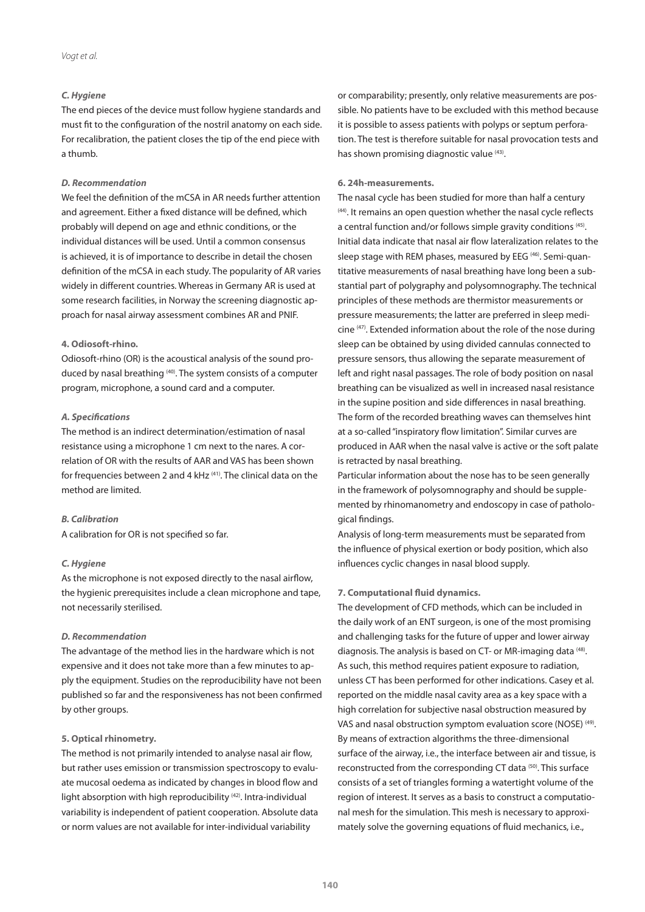#### *C. Hygiene*

The end pieces of the device must follow hygiene standards and must fit to the configuration of the nostril anatomy on each side. For recalibration, the patient closes the tip of the end piece with a thumb.

#### *D. Recommendation*

We feel the definition of the mCSA in AR needs further attention and agreement. Either a fixed distance will be defined, which probably will depend on age and ethnic conditions, or the individual distances will be used. Until a common consensus is achieved, it is of importance to describe in detail the chosen definition of the mCSA in each study. The popularity of AR varies widely in different countries. Whereas in Germany AR is used at some research facilities, in Norway the screening diagnostic approach for nasal airway assessment combines AR and PNIF.

### 4. Odiosoft-rhino.

Odiosoft-rhino (OR) is the acoustical analysis of the sound produced by nasal breathing [40]. The system consists of a computer program, microphone, a sound card and a computer.

#### *A. Specifications*

The method is an indirect determination/estimation of nasal resistance using a microphone 1 cm next to the nares. A correlation of OR with the results of AAR and VAS has been shown for frequencies between 2 and 4 kHz [41]. The clinical data on the method are limited.

#### *B. Calibration*

A calibration for OR is not specified so far.

#### *C. Hygiene*

As the microphone is not exposed directly to the nasal airflow, the hygienic prerequisites include a clean microphone and tape, not necessarily sterilised.

#### *D. Recommendation*

The advantage of the method lies in the hardware which is not expensive and it does not take more than a few minutes to apply the equipment. Studies on the reproducibility have not been published so far and the responsiveness has not been confirmed by other groups.

### 5. Optical rhinometry.

The method is not primarily intended to analyse nasal air flow, but rather uses emission or transmission spectroscopy to evaluate mucosal oedema as indicated by changes in blood flow and light absorption with high reproducibility [42]. Intra-individual variability is independent of patient cooperation. Absolute data or norm values are not available for inter-individual variability or comparability; presently, only relative measurements are possible. No patients have to be excluded with this method because it is possible to assess patients with polyps or septum perforation. The test is therefore suitable for nasal provocation tests and has shown promising diagnostic value [43].

### 6. 24h-measurements.

The nasal cycle has been studied for more than half a century [44]. It remains an open question whether the nasal cycle reflects a central function and/or follows simple gravity conditions [45]. Initial data indicate that nasal air flow lateralization relates to the sleep stage with REM phases, measured by EEG [46]. Semi-quantitative measurements of nasal breathing have long been a substantial part of polygraphy and polysomnography. The technical principles of these methods are thermistor measurements or pressure measurements; the latter are preferred in sleep medicine [47]. Extended information about the role of the nose during sleep can be obtained by using divided cannulas connected to pressure sensors, thus allowing the separate measurement of left and right nasal passages. The role of body position on nasal breathing can be visualized as well in increased nasal resistance in the supine position and side differences in nasal breathing. The form of the recorded breathing waves can themselves hint at a so-called "inspiratory flow limitation". Similar curves are produced in AAR when the nasal valve is active or the soft palate is retracted by nasal breathing.

Particular information about the nose has to be seen generally in the framework of polysomnography and should be supplemented by rhinomanometry and endoscopy in case of pathological findings.

Analysis of long-term measurements must be separated from the influence of physical exertion or body position, which also influences cyclic changes in nasal blood supply.

### 7. Computational fluid dynamics.

The development of CFD methods, which can be included in the daily work of an ENT surgeon, is one of the most promising and challenging tasks for the future of upper and lower airway diagnosis. The analysis is based on CT- or MR-imaging data [48]. As such, this method requires patient exposure to radiation, unless CT has been performed for other indications. Casey et al. reported on the middle nasal cavity area as a key space with a high correlation for subjective nasal obstruction measured by VAS and nasal obstruction symptom evaluation score (NOSE) [49]. By means of extraction algorithms the three-dimensional surface of the airway, i.e., the interface between air and tissue, is reconstructed from the corresponding CT data [50]. This surface consists of a set of triangles forming a watertight volume of the region of interest. It serves as a basis to construct a computational mesh for the simulation. This mesh is necessary to approximately solve the governing equations of fluid mechanics, i.e.,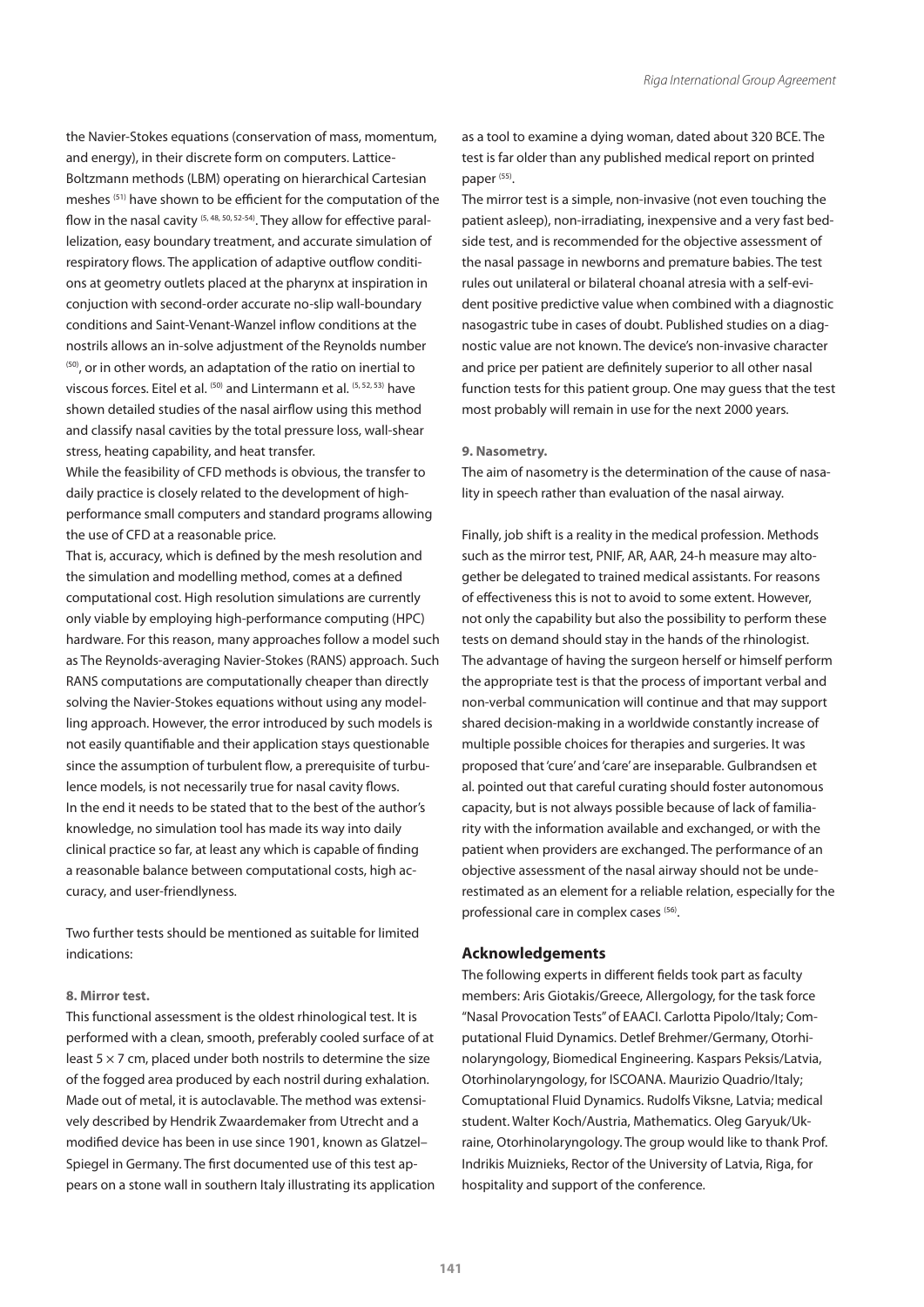the Navier-Stokes equations (conservation of mass, momentum, and energy), in their discrete form on computers. Lattice-Boltzmann methods (LBM) operating on hierarchical Cartesian meshes [51] have shown to be efficient for the computation of the flow in the nasal cavity [5, 48, 50, 52-54]. They allow for effective parallelization, easy boundary treatment, and accurate simulation of respiratory flows. The application of adaptive outflow conditions at geometry outlets placed at the pharynx at inspiration in conjuction with second-order accurate no-slip wall-boundary conditions and Saint-Venant-Wanzel inflow conditions at the nostrils allows an in-solve adjustment of the Reynolds number [50], or in other words, an adaptation of the ratio on inertial to viscous forces. Eitel et al. [50] and Lintermann et al. [5, 52, 53] have shown detailed studies of the nasal airflow using this method and classify nasal cavities by the total pressure loss, wall-shear stress, heating capability, and heat transfer.

While the feasibility of CFD methods is obvious, the transfer to daily practice is closely related to the development of high-performance small computers and standard programs allowing the use of CFD at a reasonable price.

That is, accuracy, which is defined by the mesh resolution and the simulation and modelling method, comes at a defined computational cost. High resolution simulations are currently only viable by employing high-performance computing (HPC) hardware. For this reason, many approaches follow a model such as The Reynolds-averaging Navier-Stokes (RANS) approach. Such RANS computations are computationally cheaper than directly solving the Navier-Stokes equations without using any modelling approach. However, the error introduced by such models is not easily quantifiable and their application stays questionable since the assumption of turbulent flow, a prerequisite of turbulence models, is not necessarily true for nasal cavity flows.

In the end it needs to be stated that to the best of the author's knowledge, no simulation tool has made its way into daily clinical practice so far, at least any which is capable of finding a reasonable balance between computational costs, high accuracy, and user-friendlyness.

Two further tests should be mentioned as suitable for limited indications:

#### 8. Mirror test.

This functional assessment is the oldest rhinological test. It is performed with a clean, smooth, preferably cooled surface of at least $5 \times 7$ cm, placed under both nostrils to determine the size of the fogged area produced by each nostril during exhalation. Made out of metal, it is autoclavable. The method was extensively described by Hendrik Zwaardemaker from Utrecht and a modified device has been in use since 1901, known as Glatzel–Spiegel in Germany. The first documented use of this test appears on a stone wall in southern Italy illustrating its application as a tool to examine a dying woman, dated about 320 BCE. The test is far older than any published medical report on printed paper [55].

The mirror test is a simple, non-invasive (not even touching the patient asleep), non-irradiating, inexpensive and a very fast bedside test, and is recommended for the objective assessment of the nasal passage in newborns and premature babies. The test rules out unilateral or bilateral choanal atresia with a self-evident positive predictive value when combined with a diagnostic nasogastric tube in cases of doubt. Published studies on a diagnostic value are not known. The device's non-invasive character and price per patient are definitely superior to all other nasal function tests for this patient group. One may guess that the test most probably will remain in use for the next 2000 years.

#### 9. Nasometry.

The aim of nasometry is the determination of the cause of nasality in speech rather than evaluation of the nasal airway.

Finally, job shift is a reality in the medical profession. Methods such as the mirror test, PNIF, AR, AAR, 24-h measure may altogether be delegated to trained medical assistants. For reasons of effectiveness this is not to avoid to some extent. However, not only the capability but also the possibility to perform these tests on demand should stay in the hands of the rhinologist. The advantage of having the surgeon herself or himself perform the appropriate test is that the process of important verbal and non-verbal communication will continue and that may support shared decision-making in a worldwide constantly increase of multiple possible choices for therapies and surgeries. It was proposed that 'cure' and 'care' are inseparable. Gulbrandsen et al. pointed out that careful curating should foster autonomous capacity, but is not always possible because of lack of familiarity with the information available and exchanged, or with the patient when providers are exchanged. The performance of an objective assessment of the nasal airway should not be underestimated as an element for a reliable relation, especially for the professional care in complex cases [56].

## Acknowledgements

The following experts in different fields took part as faculty members: Aris Giotakis/Greece, Allergology, for the task force "Nasal Provocation Tests" of EAACI. Carlotta Pipolo/Italy; Computational Fluid Dynamics. Detlef Brehmer/Germany, Otorhinolaryngology, Biomedical Engineering. Kaspars Peksis/Latvia, Otorhinolaryngology, for ISCOANA. Maurizio Quadrio/Italy; Comuptational Fluid Dynamics. Rudolfs Viksne, Latvia; medical student. Walter Koch/Austria, Mathematics. Oleg Garyuk/Ukraine, Otorhinolaryngology. The group would like to thank Prof. Indrikis Muiznieks, Rector of the University of Latvia, Riga, for hospitality and support of the conference.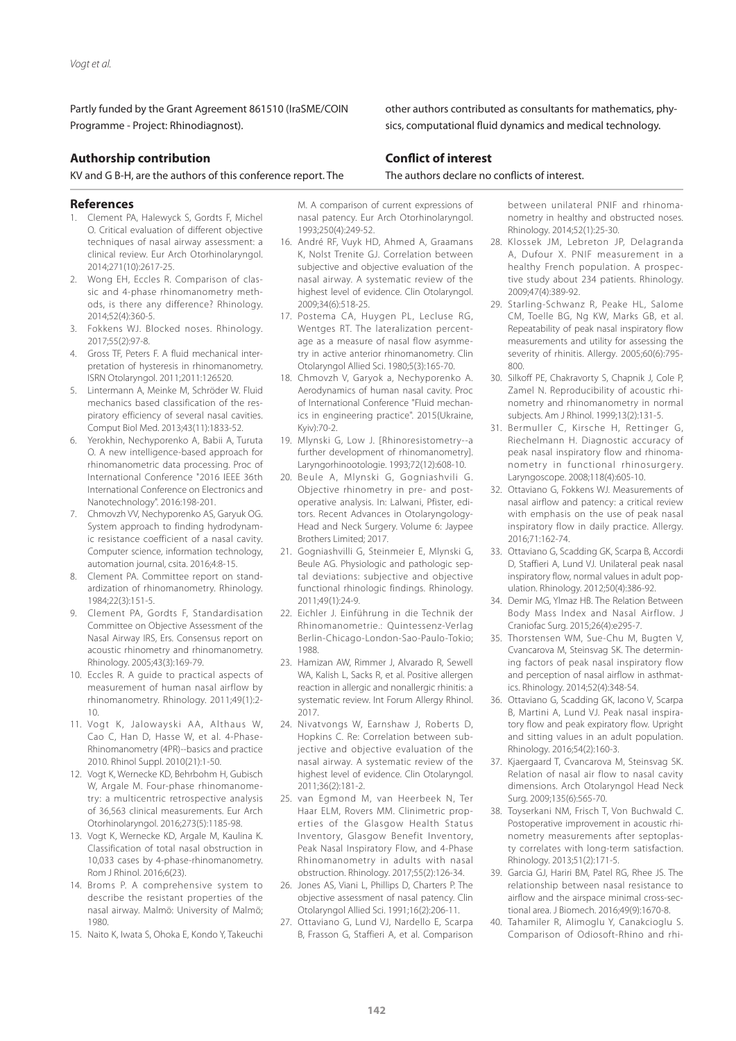Partly funded by the Grant Agreement 861510 (IraSME/COIN Programme - Project: Rhinodiagnost).

## Authorship contribution

KV and G B-H, are the authors of this conference report. The other authors contributed as consultants for mathematics, physics, computational fluid dynamics and medical technology.

## Conflict of interest

The authors declare no conflicts of interest.

## References

1. Clement PA, Halewyck S, Gordts F, Michel O. Critical evaluation of different objective techniques of nasal airway assessment: a clinical review. Eur Arch Otorhinolaryngol. 2014;271(10):2617-25.
2. Wong EH, Eccles R. Comparison of classic and 4-phase rhinomanometry methods, is there any difference? Rhinology. 2014;52(4):360-5.
3. Fokkens WJ. Blocked noses. Rhinology. 2017;55(2):97-8.
4. Gross TF, Peters F. A fluid mechanical interpretation of hysteresis in rhinomanometry. ISRN Otolaryngol. 2011;2011:126520.
5. Lintermann A, Meinke M, Schröder W. Fluid mechanics based classification of the respiratory efficiency of several nasal cavities. Comput Biol Med. 2013;43(11):1833-52.
6. Yerokhin, Nechyporenko A, Babii A, Turuta O. A new intelligence-based approach for rhinomanometric data processing. Proc of International Conference "2016 IEEE 36th International Conference on Electronics and Nanotechnology". 2016:198-201.
7. Chmovzh VV, Nechyporenko AS, Garyuk OG. System approach to finding hydrodynamic resistance coefficient of a nasal cavity. Computer science, information technology, automation journal, csita. 2016;4:8-15.
8. Clement PA. Committee report on standardization of rhinomanometry. Rhinology. 1984;22(3):151-5.
9. Clement PA, Gordts F, Standardisation Committee on Objective Assessment of the Nasal Airway IRS, Ers. Consensus report on acoustic rhinometry and rhinomanometry. Rhinology. 2005;43(3):169-79.
10. Eccles R. A guide to practical aspects of measurement of human nasal airflow by rhinomanometry. Rhinology. 2011;49(1):2-10.
11. Vogt K, Jalowayski AA, Althaus W, Cao C, Han D, Hasse W, et al. 4-Phase-Rhinomanometry (4PR)--basics and practice 2010. Rhinol Suppl. 2010(21):1-50.
12. Vogt K, Wernecke KD, Behrbohm H, Gubisch W, Argale M. Four-phase rhinomanometry: a multicentric retrospective analysis of 36,563 clinical measurements. Eur Arch Otorhinolaryngol. 2016;273(5):1185-98.
13. Vogt K, Wernecke KD, Argale M, Kaulina K. Classification of total nasal obstruction in 10,033 cases by 4-phase-rhinomanometry. Rom J Rhinol. 2016;6(23).
14. Broms P. A comprehensive system to describe the resistant properties of the nasal airway. Malmö: University of Malmö; 1980.
15. Naito K, Iwata S, Ohoka E, Kondo Y, Takeuchi M. A comparison of current expressions of nasal patency. Eur Arch Otorhinolaryngol. 1993;250(4):249-52.
16. André RF, Vuyk HD, Ahmed A, Graamans K, Nolst Trenite GJ. Correlation between subjective and objective evaluation of the nasal airway. A systematic review of the highest level of evidence. Clin Otolaryngol. 2009;34(6):518-25.
17. Postema CA, Huygen PL, Lecluse RG, Wentges RT. The lateralization percentage as a measure of nasal flow asymmetry in active anterior rhinomanometry. Clin Otolaryngol Allied Sci. 1980;5(3):165-70.
18. Chmovzh V, Garyok a, Nechyporenko A. Aerodynamics of human nasal cavity. Proc of International Conference "Fluid mechanics in engineering practice". 2015(Ukraine, Kyiv):70-2.
19. Mlynski G, Low J. [Rhinoresistometry--a further development of rhinomanometry]. Laryngorhinootologie. 1993;72(12):608-10.
20. Beule A, Mlynski G, Gogniashvili G. Objective rhinometry in pre- and postoperative analysis. In: Lalwani, Pfister, editors. Recent Advances in Otolaryngology-Head and Neck Surgery. Volume 6: Jaypee Brothers Limited; 2017.
21. Gogniashvilli G, Steinmeier E, Mlynski G, Beule AG. Physiologic and pathologic septal deviations: subjective and objective functional rhinologic findings. Rhinology. 2011;49(1):24-9.
22. Eichler J. Einführung in die Technik der Rhinomanometrie.: Quintessenz-Verlag Berlin-Chicago-London-Sao-Paulo-Tokio; 1988.
23. Hamizan AW, Rimmer J, Alvarado R, Sewell WA, Kalish L, Sacks R, et al. Positive allergen reaction in allergic and nonallergic rhinitis: a systematic review. Int Forum Allergy Rhinol. 2017.
24. Nivatvongs W, Earnshaw J, Roberts D, Hopkins C. Re: Correlation between subjective and objective evaluation of the nasal airway. A systematic review of the highest level of evidence. Clin Otolaryngol. 2011;36(2):181-2.
25. van Egmond M, van Heerbeek N, Ter Haar ELM, Rovers MM. Clinimetric properties of the Glasgow Health Status Inventory, Glasgow Benefit Inventory, Peak Nasal Inspiratory Flow, and 4-Phase Rhinomanometry in adults with nasal obstruction. Rhinology. 2017;55(2):126-34.
26. Jones AS, Viani L, Phillips D, Charters P. The objective assessment of nasal patency. Clin Otolaryngol Allied Sci. 1991;16(2):206-11.
27. Ottaviano G, Lund VJ, Nardello E, Scarpa B, Frasson G, Staffieri A, et al. Comparison between unilateral PNIF and rhinomanometry in healthy and obstructed noses. Rhinology. 2014;52(1):25-30.
28. Klossek JM, Lebreton JP, Delagranda A, Dufour X. PNIF measurement in a healthy French population. A prospective study about 234 patients. Rhinology. 2009;47(4):389-92.
29. Starling-Schwanz R, Peake HL, Salome CM, Toelle BG, Ng KW, Marks GB, et al. Repeatability of peak nasal inspiratory flow measurements and utility for assessing the severity of rhinitis. Allergy. 2005;60(6):795-800.
30. Silkoff PE, Chakravorty S, Chapnik J, Cole P, Zamel N. Reproducibility of acoustic rhinometry and rhinomanometry in normal subjects. Am J Rhinol. 1999;13(2):131-5.
31. Bermuller C, Kirsche H, Rettinger G, Riechelmann H. Diagnostic accuracy of peak nasal inspiratory flow and rhinomanometry in functional rhinosurgery. Laryngoscope. 2008;118(4):605-10.
32. Ottaviano G, Fokkens WJ. Measurements of nasal airflow and patency: a critical review with emphasis on the use of peak nasal inspiratory flow in daily practice. Allergy. 2016;71:162-74.
33. Ottaviano G, Scadding GK, Scarpa B, Accordi D, Staffieri A, Lund VJ. Unilateral peak nasal inspiratory flow, normal values in adult population. Rhinology. 2012;50(4):386-92.
34. Demir MG, Ylmaz HB. The Relation Between Body Mass Index and Nasal Airflow. J Craniofac Surg. 2015;26(4):e295-7.
35. Thorstensen WM, Sue-Chu M, Bugten V, Cvancarova M, Steinsvag SK. The determining factors of peak nasal inspiratory flow and perception of nasal airflow in asthmatics. Rhinology. 2014;52(4):348-54.
36. Ottaviano G, Scadding GK, Iacono V, Scarpa B, Martini A, Lund VJ. Peak nasal inspiratory flow and peak expiratory flow. Upright and sitting values in an adult population. Rhinology. 2016;54(2):160-3.
37. Kjaergaard T, Cvancarova M, Steinsvag SK. Relation of nasal air flow to nasal cavity dimensions. Arch Otolaryngol Head Neck Surg. 2009;135(6):565-70.
38. Toyserkani NM, Frisch T, Von Buchwald C. Postoperative improvement in acoustic rhinometry measurements after septoplasty correlates with long-term satisfaction. Rhinology. 2013;51(2):171-5.
39. Garcia GJ, Hariri BM, Patel RG, Rhee JS. The relationship between nasal resistance to airflow and the airspace minimal cross-sectional area. J Biomech. 2016;49(9):1670-8.
40. Tahamiler R, Alimoglu Y, Canakcioglu S. Comparison of Odiosoft-Rhino and rhi-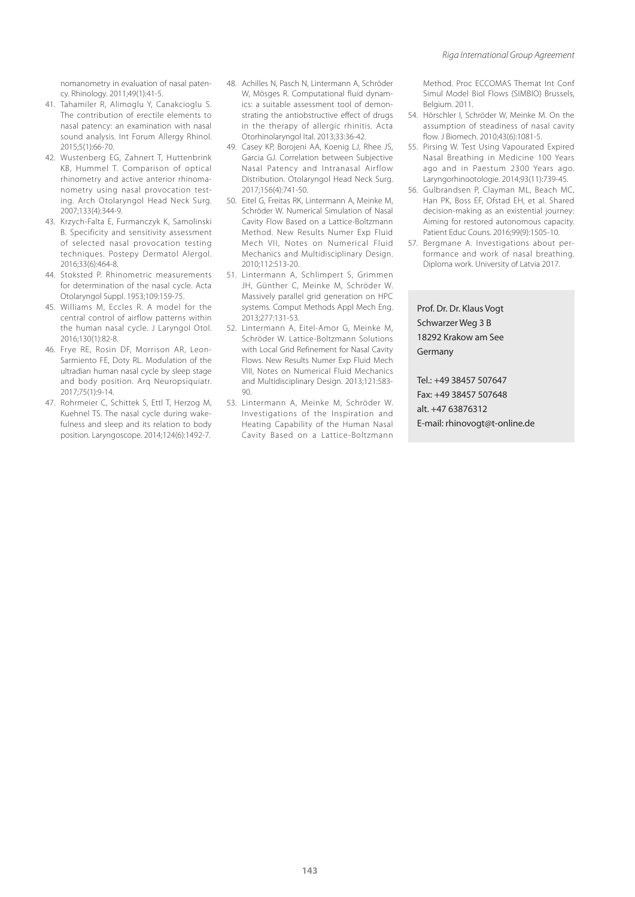nomanometry in evaluation of nasal patency. Rhinology. 2011;49(1):41-5.

41. Tahamiler R, Alimoglu Y, Canakcioglu S. The contribution of erectile elements to nasal patency: an examination with nasal sound analysis. Int Forum Allergy Rhinol. 2015;5(1):66-70.
42. Wustenberg EG, Zahnert T, Huttenbrink KB, Hummel T. Comparison of optical rhinometry and active anterior rhinomanometry using nasal provocation testing. Arch Otolaryngol Head Neck Surg. 2007;133(4):344-9.
43. Krzych-Falta E, Furmanczyk K, Samolinski B. Specificity and sensitivity assessment of selected nasal provocation testing techniques. Postepy Dermatol Alergol. 2016;33(6):464-8.
44. Stoksted P. Rhinometric measurements for determination of the nasal cycle. Acta Otolaryngol Suppl. 1953;109:159-75.
45. Williams M, Eccles R. A model for the central control of airflow patterns within the human nasal cycle. J Laryngol Otol. 2016;130(1):82-8.
46. Frye RE, Rosin DF, Morrison AR, Leon-Sarmiento FE, Doty RL. Modulation of the ultradian human nasal cycle by sleep stage and body position. Arq Neuropsiquiatr. 2017;75(1):9-14.
47. Rohrmeier C, Schittek S, Ettl T, Herzog M, Kuehnel TS. The nasal cycle during wakefulness and sleep and its relation to body position. Laryngoscope. 2014;124(6):1492-7.
48. Achilles N, Pasch N, Lintermann A, Schröder W, Mösges R. Computational fluid dynamics: a suitable assessment tool of demonstrating the antiobstructive effect of drugs in the therapy of allergic rhinitis. Acta Otorhinolaryngol Ital. 2013;33:36-42.
49. Casey KP, Borojeni AA, Koenig LJ, Rhee JS, Garcia GJ. Correlation between Subjective Nasal Patency and Intranasal Airflow Distribution. Otolaryngol Head Neck Surg. 2017;156(4):741-50.
50. Eitel G, Freitas RK, Lintermann A, Meinke M, Schröder W. Numerical Simulation of Nasal Cavity Flow Based on a Lattice-Boltzmann Method. New Results Numer Exp Fluid Mech VII, Notes on Numerical Fluid Mechanics and Multidisciplinary Design. 2010;112:513-20.
51. Lintermann A, Schlimpert S, Grimmen JH, Günther C, Meinke M, Schröder W. Massively parallel grid generation on HPC systems. Comput Methods Appl Mech Eng. 2013;277:131-53.
52. Lintermann A, Eitel-Amor G, Meinke M, Schröder W. Lattice-Boltzmann Solutions with Local Grid Refinement for Nasal Cavity Flows. New Results Numer Exp Fluid Mech VIII, Notes on Numerical Fluid Mechanics and Multidisciplinary Design. 2013;121:583-90.
53. Lintermann A, Meinke M, Schröder W. Investigations of the Inspiration and Heating Capability of the Human Nasal Cavity Based on a Lattice-Boltzmann Method. Proc ECCOMAS Themat Int Conf Simul Model Biol Flows (SIMBIO) Brussels, Belgium. 2011.
54. Hörschler I, Schröder W, Meinke M. On the assumption of steadiness of nasal cavity flow. J Biomech. 2010;43(6):1081-5.
55. Pirsing W. Test Using Vapourated Expired Nasal Breathing in Medicine 100 Years ago and in Paestum 2300 Years ago. Laryngorhinootologie. 2014;93(11):739-45.
56. Gulbrandsen P, Clayman ML, Beach MC, Han PK, Boss EF, Ofstad EH, et al. Shared decision-making as an existential journey: Aiming for restored autonomous capacity. Patient Educ Couns. 2016;99(9):1505-10.
57. Bergmane A. Investigations about performance and work of nasal breathing. Diploma work. University of Latvia 2017.

Prof. Dr. Dr. Klaus Vogt
Schwarzer Weg 3 B
18292 Krakow am See
Germany

Tel.: +49 38457 507647
Fax: +49 38457 507648
alt. +47 63876312
E-mail: rhinovogt@t-online.de